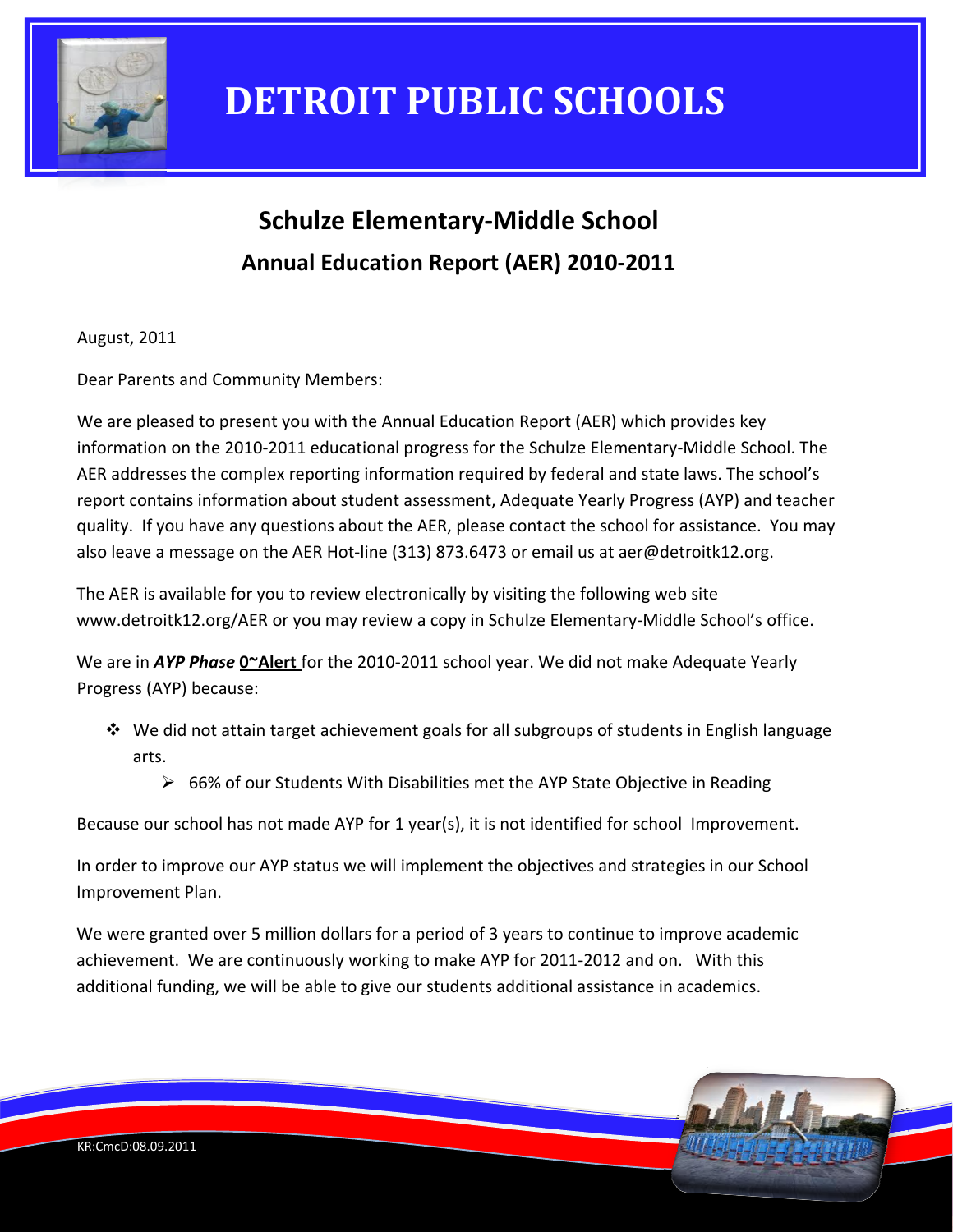# DETROIT PUBLIC SCHOOLS

## Schulze Elementary-Middle School

### Annual Education Report (AER) 2010-2011

August, 2011

Dear Parents and Community Members:

We are pleased to present you with the Annual Education Report (AER) which provides key information on the 2010-2011 educational progress for the Schulze Elementary-Middle School. The AER addresses the complex reporting information required by federal and state laws. The school's report contains information about student assessment, Adequate Yearly Progress (AYP) and teacher quality. If you have any questions about the AER, please contact the school for assistance. You may also leave a message on the AER Hot-line (313) 873.6473 or email us at aer@detroitk12.org.

The AER is available for you to review electronically by visiting the following web site www.detroitk12.org/AER or you may review a copy in Schulze Elementary-Middle School's office.

We are in ***AYP Phase*** **0~Alert** for the 2010-2011 school year. We did not make Adequate Yearly Progress (AYP) because:

- We did not attain target achievement goals for all subgroups of students in English language arts.
  - 66% of our Students With Disabilities met the AYP State Objective in Reading

Because our school has not made AYP for 1 year(s), it is not identified for school Improvement.

In order to improve our AYP status we will implement the objectives and strategies in our School Improvement Plan.

We were granted over 5 million dollars for a period of 3 years to continue to improve academic achievement. We are continuously working to make AYP for 2011-2012 and on. With this additional funding, we will be able to give our students additional assistance in academics.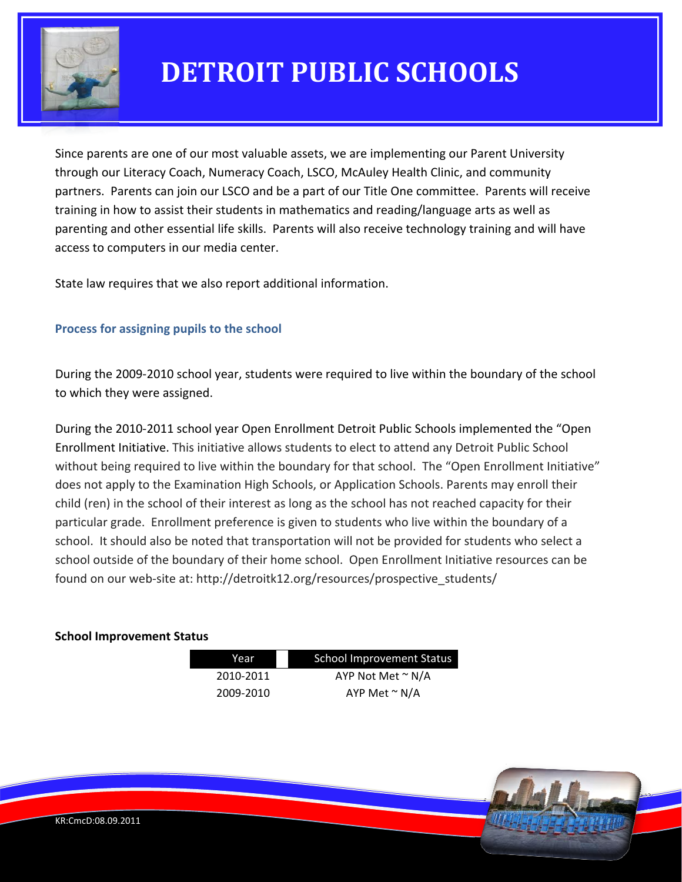# DETROIT PUBLIC SCHOOLS

Since parents are one of our most valuable assets, we are implementing our Parent University through our Literacy Coach, Numeracy Coach, LSCO, McAuley Health Clinic, and community partners. Parents can join our LSCO and be a part of our Title One committee. Parents will receive training in how to assist their students in mathematics and reading/language arts as well as parenting and other essential life skills. Parents will also receive technology training and will have access to computers in our media center.

State law requires that we also report additional information.

### Process for assigning pupils to the school

During the 2009-2010 school year, students were required to live within the boundary of the school to which they were assigned.

During the 2010-2011 school year Open Enrollment Detroit Public Schools implemented the "Open Enrollment Initiative. This initiative allows students to elect to attend any Detroit Public School without being required to live within the boundary for that school. The "Open Enrollment Initiative" does not apply to the Examination High Schools, or Application Schools. Parents may enroll their child (ren) in the school of their interest as long as the school has not reached capacity for their particular grade. Enrollment preference is given to students who live within the boundary of a school. It should also be noted that transportation will not be provided for students who select a school outside of the boundary of their home school. Open Enrollment Initiative resources can be found on our web-site at: http://detroitk12.org/resources/prospective_students/

**School Improvement Status**

| Year | School Improvement Status |
|---|---|
| 2010-2011 | AYP Not Met ~ N/A |
| 2009-2010 | AYP Met ~ N/A |

KR:CmcD:08.09.2011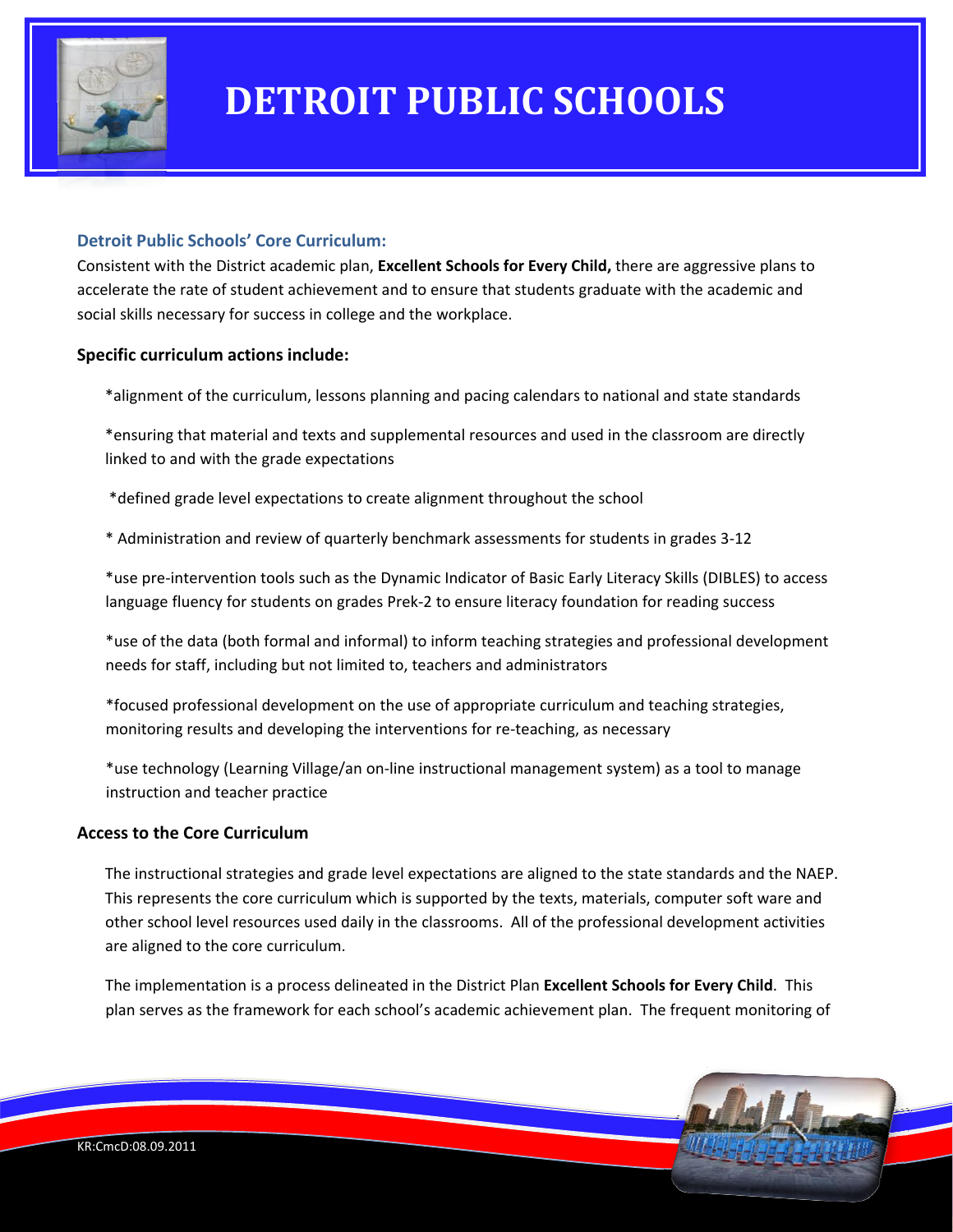# DETROIT PUBLIC SCHOOLS

### Detroit Public Schools' Core Curriculum:

Consistent with the District academic plan, **Excellent Schools for Every Child,** there are aggressive plans to accelerate the rate of student achievement and to ensure that students graduate with the academic and social skills necessary for success in college and the workplace.

**Specific curriculum actions include:**

*alignment of the curriculum, lessons planning and pacing calendars to national and state standards

*ensuring that material and texts and supplemental resources and used in the classroom are directly linked to and with the grade expectations

*defined grade level expectations to create alignment throughout the school

* Administration and review of quarterly benchmark assessments for students in grades 3-12

*use pre-intervention tools such as the Dynamic Indicator of Basic Early Literacy Skills (DIBLES) to access language fluency for students on grades Prek-2 to ensure literacy foundation for reading success

*use of the data (both formal and informal) to inform teaching strategies and professional development needs for staff, including but not limited to, teachers and administrators

*focused professional development on the use of appropriate curriculum and teaching strategies, monitoring results and developing the interventions for re-teaching, as necessary

*use technology (Learning Village/an on-line instructional management system) as a tool to manage instruction and teacher practice

**Access to the Core Curriculum**

The instructional strategies and grade level expectations are aligned to the state standards and the NAEP. This represents the core curriculum which is supported by the texts, materials, computer soft ware and other school level resources used daily in the classrooms. All of the professional development activities are aligned to the core curriculum.

The implementation is a process delineated in the District Plan **Excellent Schools for Every Child**. This plan serves as the framework for each school's academic achievement plan. The frequent monitoring of

KR:CmcD:08.09.2011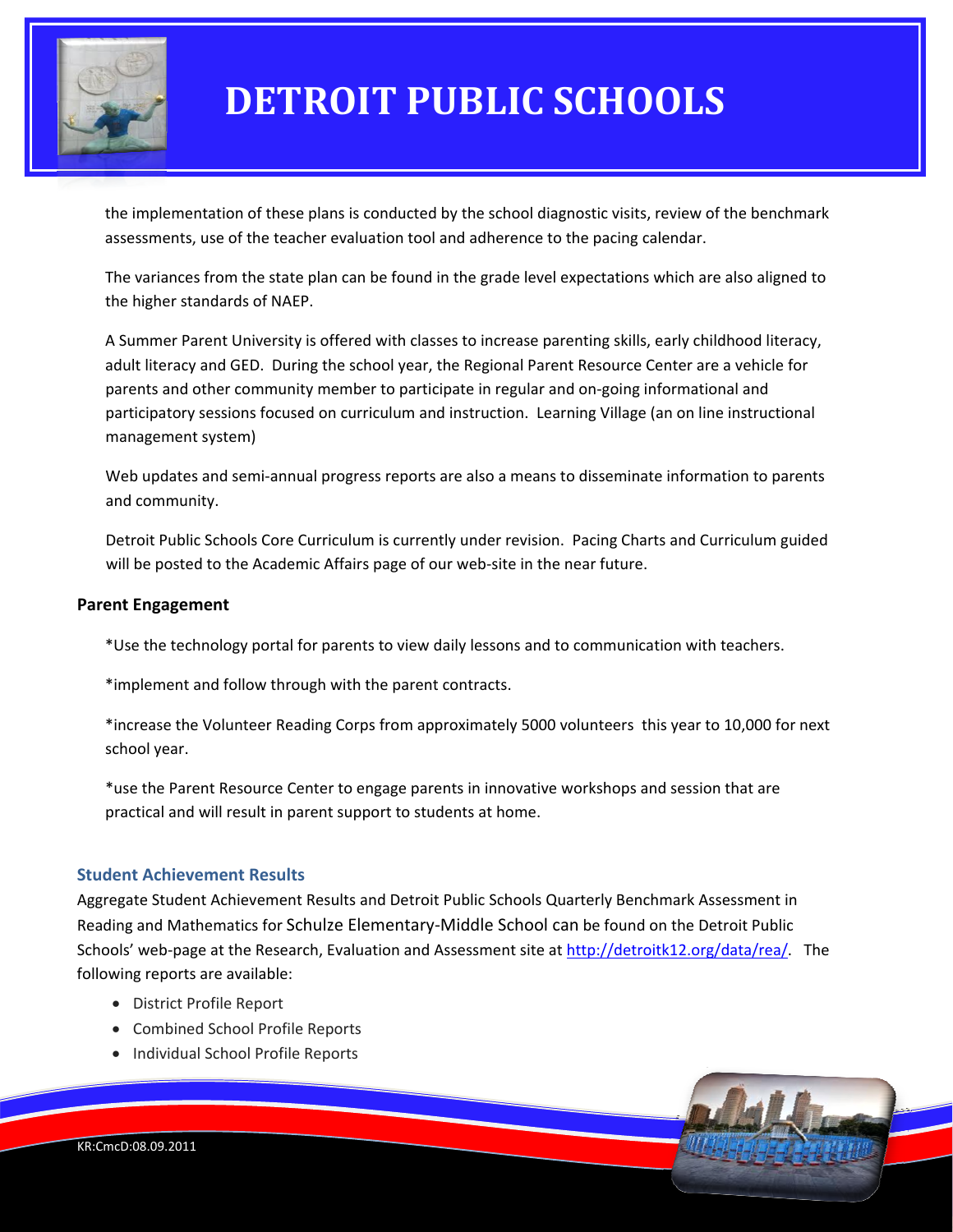the implementation of these plans is conducted by the school diagnostic visits, review of the benchmark assessments, use of the teacher evaluation tool and adherence to the pacing calendar.

The variances from the state plan can be found in the grade level expectations which are also aligned to the higher standards of NAEP.

A Summer Parent University is offered with classes to increase parenting skills, early childhood literacy, adult literacy and GED. During the school year, the Regional Parent Resource Center are a vehicle for parents and other community member to participate in regular and on-going informational and participatory sessions focused on curriculum and instruction. Learning Village (an on line instructional management system)

Web updates and semi-annual progress reports are also a means to disseminate information to parents and community.

Detroit Public Schools Core Curriculum is currently under revision. Pacing Charts and Curriculum guided will be posted to the Academic Affairs page of our web-site in the near future.

**Parent Engagement**

*Use the technology portal for parents to view daily lessons and to communication with teachers.

*implement and follow through with the parent contracts.

*increase the Volunteer Reading Corps from approximately 5000 volunteers this year to 10,000 for next school year.

*use the Parent Resource Center to engage parents in innovative workshops and session that are practical and will result in parent support to students at home.

### Student Achievement Results

Aggregate Student Achievement Results and Detroit Public Schools Quarterly Benchmark Assessment in Reading and Mathematics for Schulze Elementary-Middle School can be found on the Detroit Public Schools' web-page at the Research, Evaluation and Assessment site at http://detroitk12.org/data/rea/. The following reports are available:

- District Profile Report
- Combined School Profile Reports
- Individual School Profile Reports

KR:CmcD:08.09.2011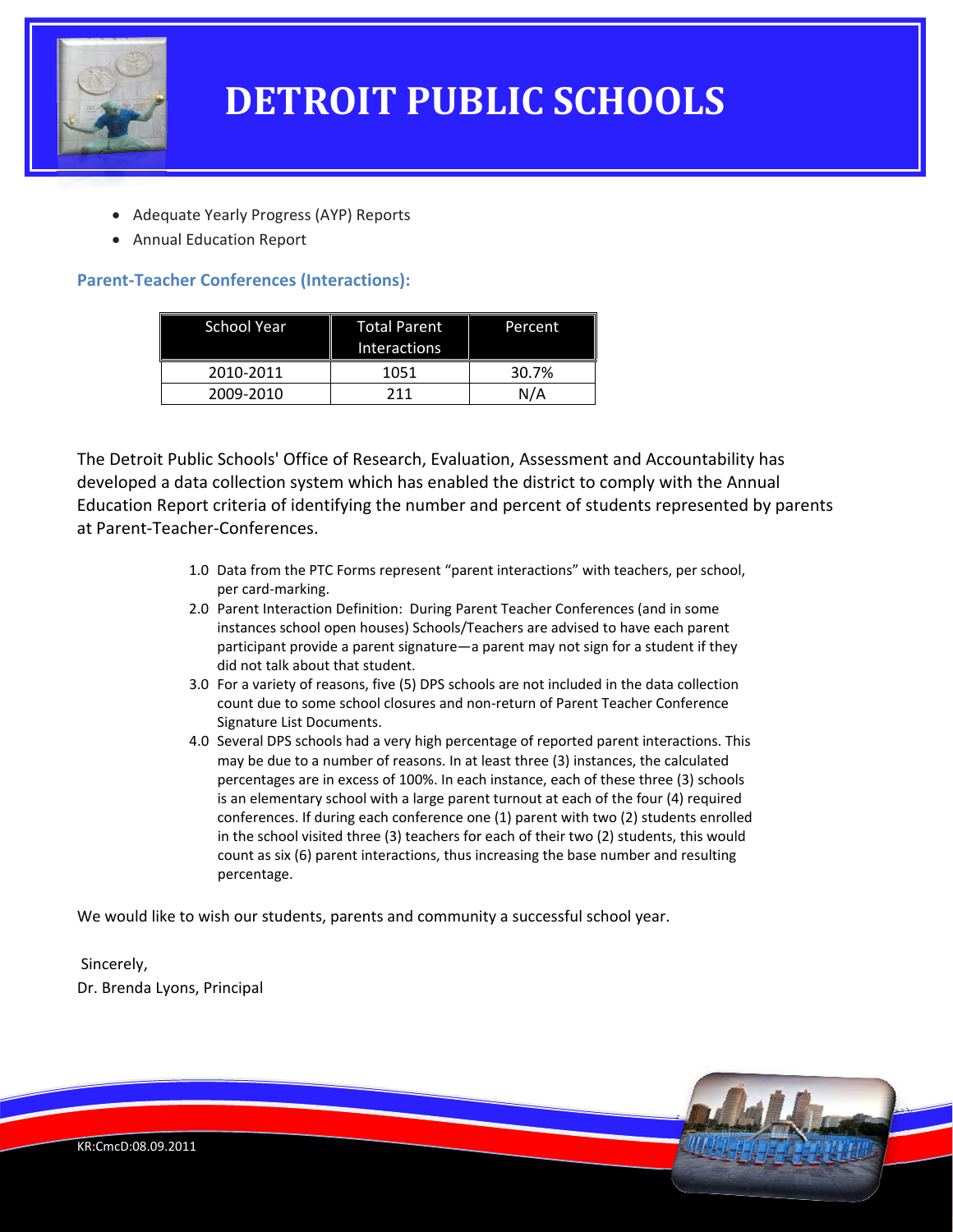- Adequate Yearly Progress (AYP) Reports
- Annual Education Report

### Parent-Teacher Conferences (Interactions):

| School Year | Total Parent Interactions | Percent |
|---|---|---|
| 2010-2011 | 1051 | 30.7% |
| 2009-2010 | 211 | N/A |

The Detroit Public Schools' Office of Research, Evaluation, Assessment and Accountability has developed a data collection system which has enabled the district to comply with the Annual Education Report criteria of identifying the number and percent of students represented by parents at Parent-Teacher-Conferences.

1.0 Data from the PTC Forms represent "parent interactions" with teachers, per school, per card-marking.

2.0 Parent Interaction Definition: During Parent Teacher Conferences (and in some instances school open houses) Schools/Teachers are advised to have each parent participant provide a parent signature—a parent may not sign for a student if they did not talk about that student.

3.0 For a variety of reasons, five (5) DPS schools are not included in the data collection count due to some school closures and non-return of Parent Teacher Conference Signature List Documents.

4.0 Several DPS schools had a very high percentage of reported parent interactions. This may be due to a number of reasons. In at least three (3) instances, the calculated percentages are in excess of 100%. In each instance, each of these three (3) schools is an elementary school with a large parent turnout at each of the four (4) required conferences. If during each conference one (1) parent with two (2) students enrolled in the school visited three (3) teachers for each of their two (2) students, this would count as six (6) parent interactions, thus increasing the base number and resulting percentage.

We would like to wish our students, parents and community a successful school year.

Sincerely,
Dr. Brenda Lyons, Principal

KR:CmcD:08.09.2011